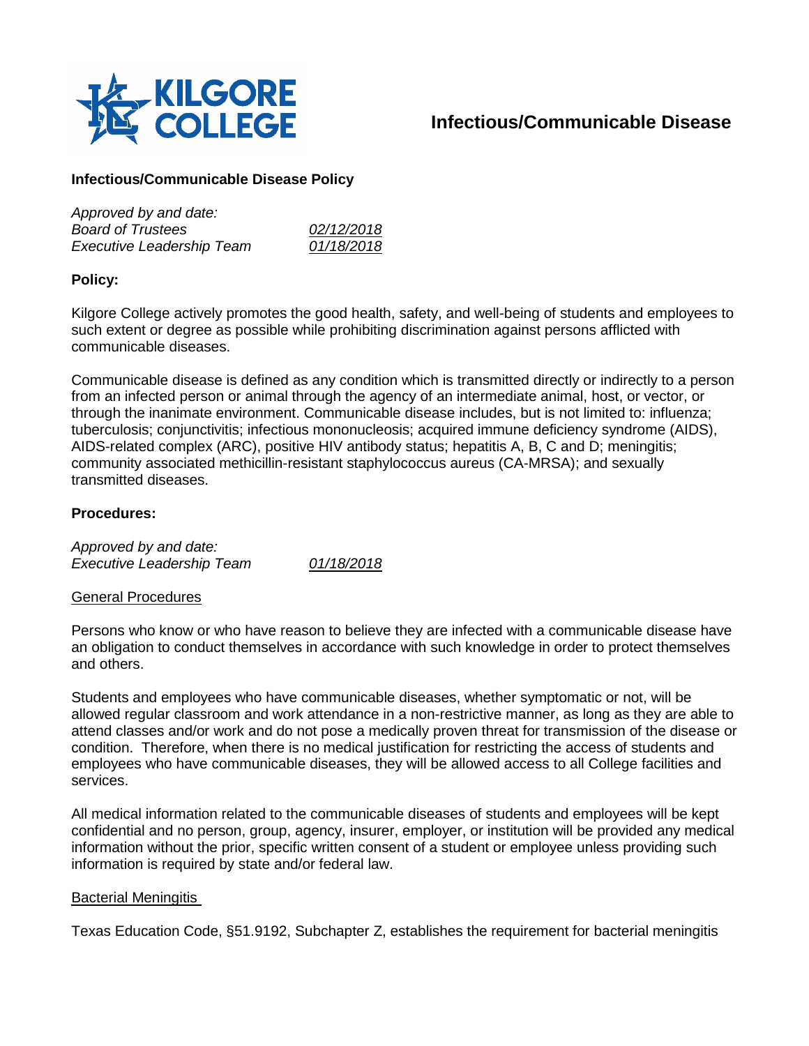# Infectious/Communicable Disease

## Infectious/Communicable Disease Policy

*Approved by and date:*

| | |
|---|---|
| *Board of Trustees* | *02/12/2018* |
| *Executive Leadership Team* | *01/18/2018* |

### Policy:

Kilgore College actively promotes the good health, safety, and well-being of students and employees to such extent or degree as possible while prohibiting discrimination against persons afflicted with communicable diseases.

Communicable disease is defined as any condition which is transmitted directly or indirectly to a person from an infected person or animal through the agency of an intermediate animal, host, or vector, or through the inanimate environment. Communicable disease includes, but is not limited to: influenza; tuberculosis; conjunctivitis; infectious mononucleosis; acquired immune deficiency syndrome (AIDS), AIDS-related complex (ARC), positive HIV antibody status; hepatitis A, B, C and D; meningitis; community associated methicillin-resistant staphylococcus aureus (CA-MRSA); and sexually transmitted diseases.

### Procedures:

*Approved by and date:*

| | |
|---|---|
| *Executive Leadership Team* | *01/18/2018* |

General Procedures

Persons who know or who have reason to believe they are infected with a communicable disease have an obligation to conduct themselves in accordance with such knowledge in order to protect themselves and others.

Students and employees who have communicable diseases, whether symptomatic or not, will be allowed regular classroom and work attendance in a non-restrictive manner, as long as they are able to attend classes and/or work and do not pose a medically proven threat for transmission of the disease or condition. Therefore, when there is no medical justification for restricting the access of students and employees who have communicable diseases, they will be allowed access to all College facilities and services.

All medical information related to the communicable diseases of students and employees will be kept confidential and no person, group, agency, insurer, employer, or institution will be provided any medical information without the prior, specific written consent of a student or employee unless providing such information is required by state and/or federal law.

Bacterial Meningitis

Texas Education Code, §51.9192, Subchapter Z, establishes the requirement for bacterial meningitis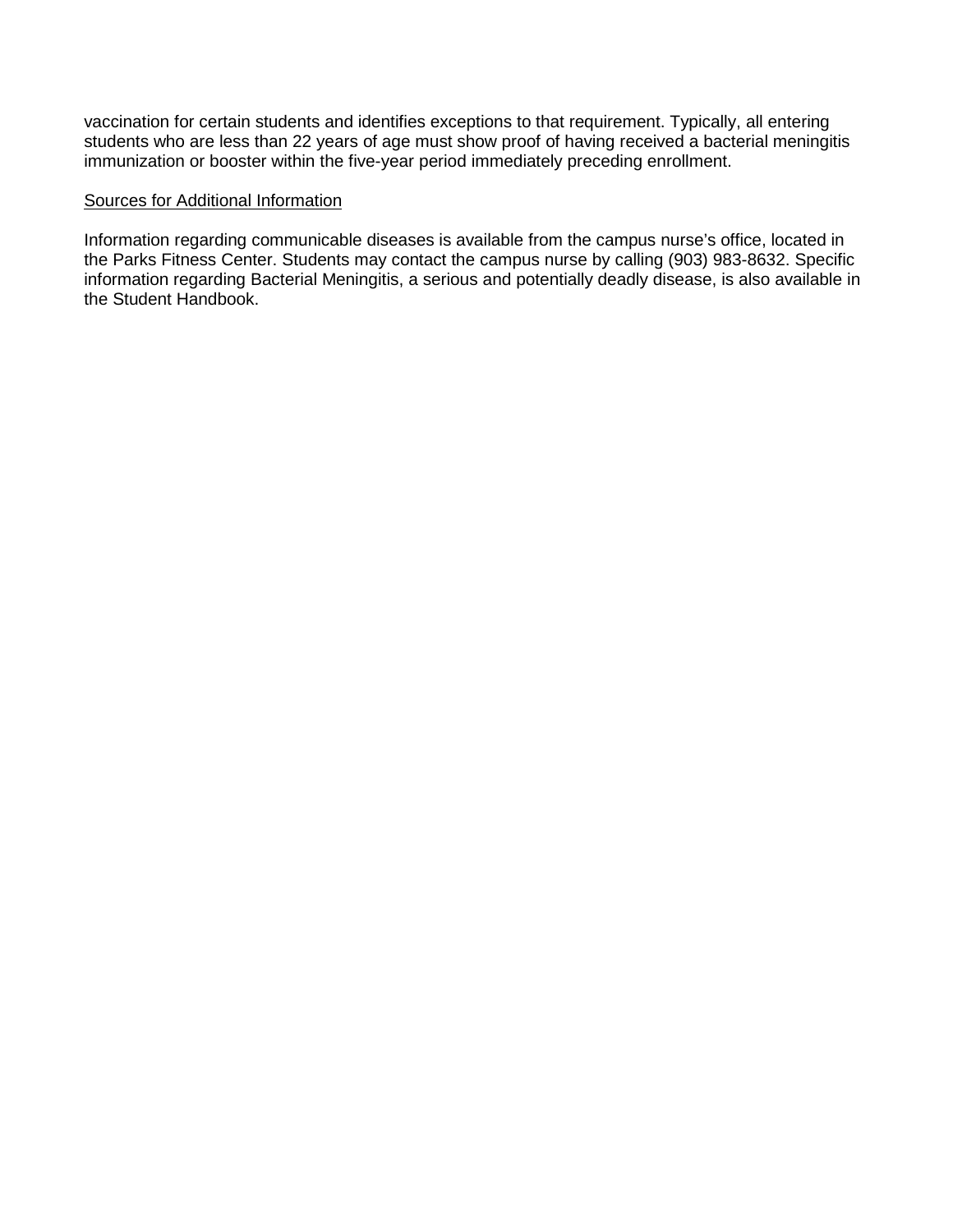vaccination for certain students and identifies exceptions to that requirement. Typically, all entering students who are less than 22 years of age must show proof of having received a bacterial meningitis immunization or booster within the five-year period immediately preceding enrollment.

<u>Sources for Additional Information</u>

Information regarding communicable diseases is available from the campus nurse's office, located in the Parks Fitness Center. Students may contact the campus nurse by calling (903) 983-8632. Specific information regarding Bacterial Meningitis, a serious and potentially deadly disease, is also available in the Student Handbook.